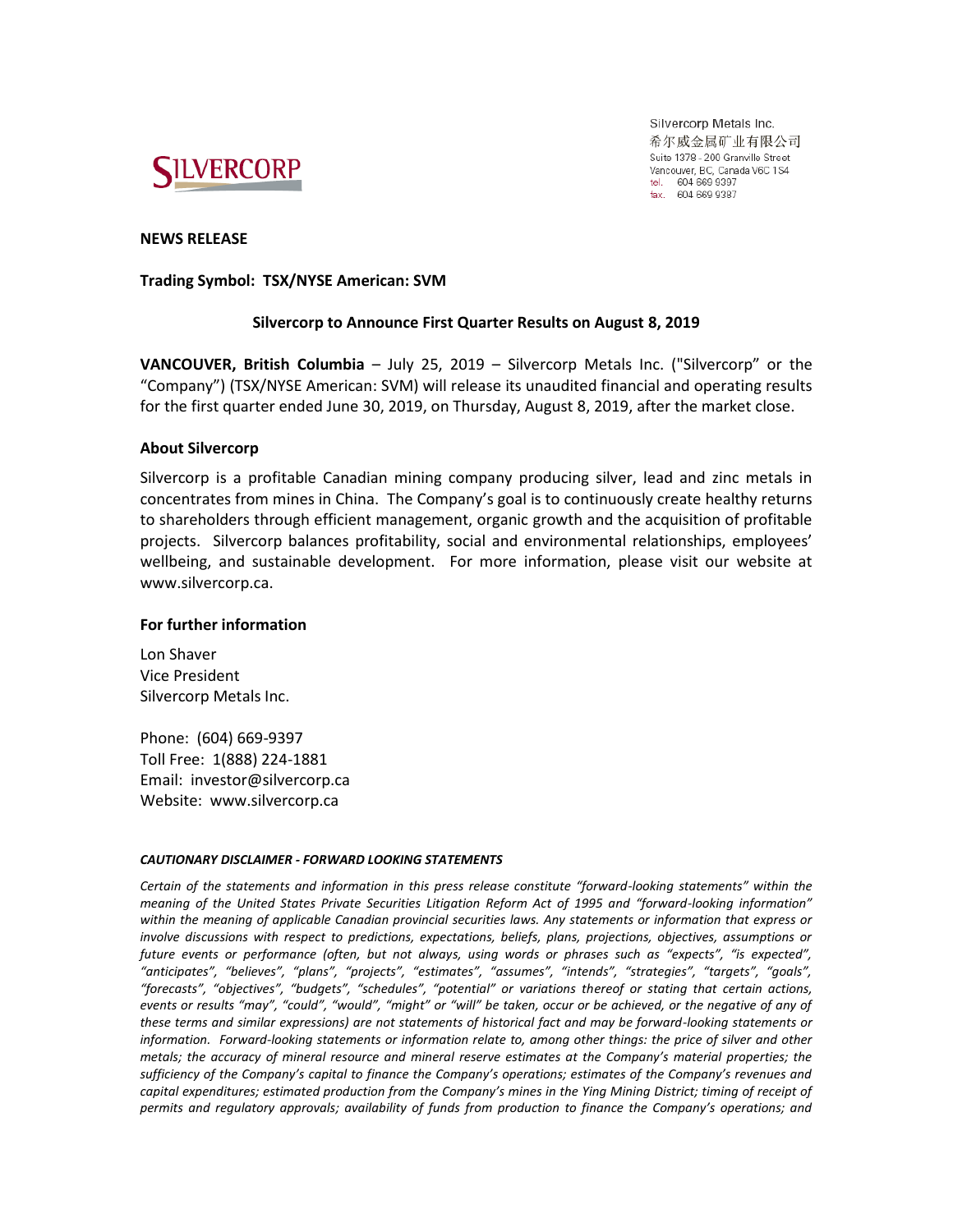Silvercorp Metals Inc.
希尔威金属矿业有限公司
Suite 1378 - 200 Granville Street
Vancouver, BC, Canada V6C 1S4
tel. 604 669 9397
fax. 604 669 9387

**NEWS RELEASE**

**Trading Symbol: TSX/NYSE American: SVM**

## Silvercorp to Announce First Quarter Results on August 8, 2019

**VANCOUVER, British Columbia** – July 25, 2019 – Silvercorp Metals Inc. ("Silvercorp" or the "Company") (TSX/NYSE American: SVM) will release its unaudited financial and operating results for the first quarter ended June 30, 2019, on Thursday, August 8, 2019, after the market close.

### About Silvercorp

Silvercorp is a profitable Canadian mining company producing silver, lead and zinc metals in concentrates from mines in China. The Company's goal is to continuously create healthy returns to shareholders through efficient management, organic growth and the acquisition of profitable projects. Silvercorp balances profitability, social and environmental relationships, employees' wellbeing, and sustainable development. For more information, please visit our website at www.silvercorp.ca.

### For further information

Lon Shaver
Vice President
Silvercorp Metals Inc.

Phone: (604) 669-9397
Toll Free: 1(888) 224-1881
Email: investor@silvercorp.ca
Website: www.silvercorp.ca

***CAUTIONARY DISCLAIMER - FORWARD LOOKING STATEMENTS***

*Certain of the statements and information in this press release constitute "forward-looking statements" within the meaning of the United States Private Securities Litigation Reform Act of 1995 and "forward-looking information" within the meaning of applicable Canadian provincial securities laws. Any statements or information that express or involve discussions with respect to predictions, expectations, beliefs, plans, projections, objectives, assumptions or future events or performance (often, but not always, using words or phrases such as "expects", "is expected", "anticipates", "believes", "plans", "projects", "estimates", "assumes", "intends", "strategies", "targets", "goals", "forecasts", "objectives", "budgets", "schedules", "potential" or variations thereof or stating that certain actions, events or results "may", "could", "would", "might" or "will" be taken, occur or be achieved, or the negative of any of these terms and similar expressions) are not statements of historical fact and may be forward-looking statements or information. Forward-looking statements or information relate to, among other things: the price of silver and other metals; the accuracy of mineral resource and mineral reserve estimates at the Company's material properties; the sufficiency of the Company's capital to finance the Company's operations; estimates of the Company's revenues and capital expenditures; estimated production from the Company's mines in the Ying Mining District; timing of receipt of permits and regulatory approvals; availability of funds from production to finance the Company's operations; and*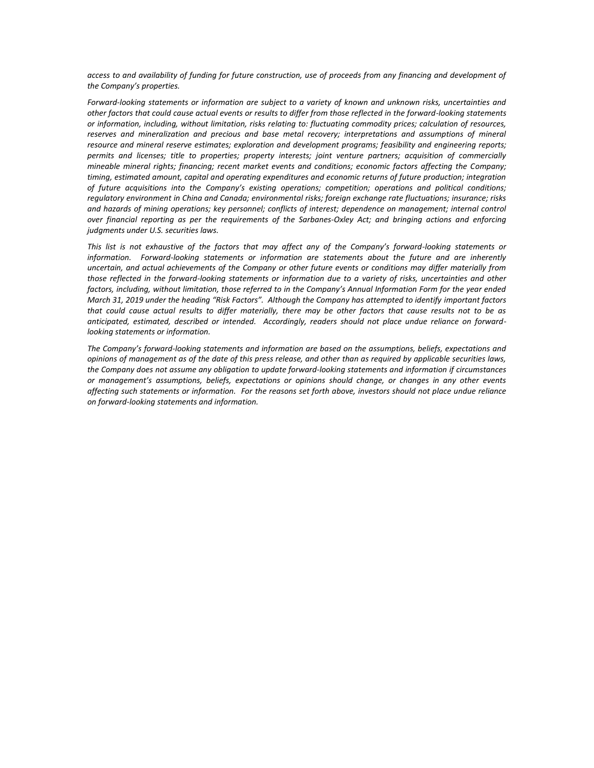*access to and availability of funding for future construction, use of proceeds from any financing and development of the Company's properties.*

*Forward-looking statements or information are subject to a variety of known and unknown risks, uncertainties and other factors that could cause actual events or results to differ from those reflected in the forward-looking statements or information, including, without limitation, risks relating to: fluctuating commodity prices; calculation of resources, reserves and mineralization and precious and base metal recovery; interpretations and assumptions of mineral resource and mineral reserve estimates; exploration and development programs; feasibility and engineering reports; permits and licenses; title to properties; property interests; joint venture partners; acquisition of commercially mineable mineral rights; financing; recent market events and conditions; economic factors affecting the Company; timing, estimated amount, capital and operating expenditures and economic returns of future production; integration of future acquisitions into the Company's existing operations; competition; operations and political conditions; regulatory environment in China and Canada; environmental risks; foreign exchange rate fluctuations; insurance; risks and hazards of mining operations; key personnel; conflicts of interest; dependence on management; internal control over financial reporting as per the requirements of the Sarbanes-Oxley Act; and bringing actions and enforcing judgments under U.S. securities laws.*

*This list is not exhaustive of the factors that may affect any of the Company's forward-looking statements or information. Forward-looking statements or information are statements about the future and are inherently uncertain, and actual achievements of the Company or other future events or conditions may differ materially from those reflected in the forward-looking statements or information due to a variety of risks, uncertainties and other factors, including, without limitation, those referred to in the Company's Annual Information Form for the year ended March 31, 2019 under the heading "Risk Factors". Although the Company has attempted to identify important factors that could cause actual results to differ materially, there may be other factors that cause results not to be as anticipated, estimated, described or intended. Accordingly, readers should not place undue reliance on forward-looking statements or information.*

*The Company's forward-looking statements and information are based on the assumptions, beliefs, expectations and opinions of management as of the date of this press release, and other than as required by applicable securities laws, the Company does not assume any obligation to update forward-looking statements and information if circumstances or management's assumptions, beliefs, expectations or opinions should change, or changes in any other events affecting such statements or information. For the reasons set forth above, investors should not place undue reliance on forward-looking statements and information.*